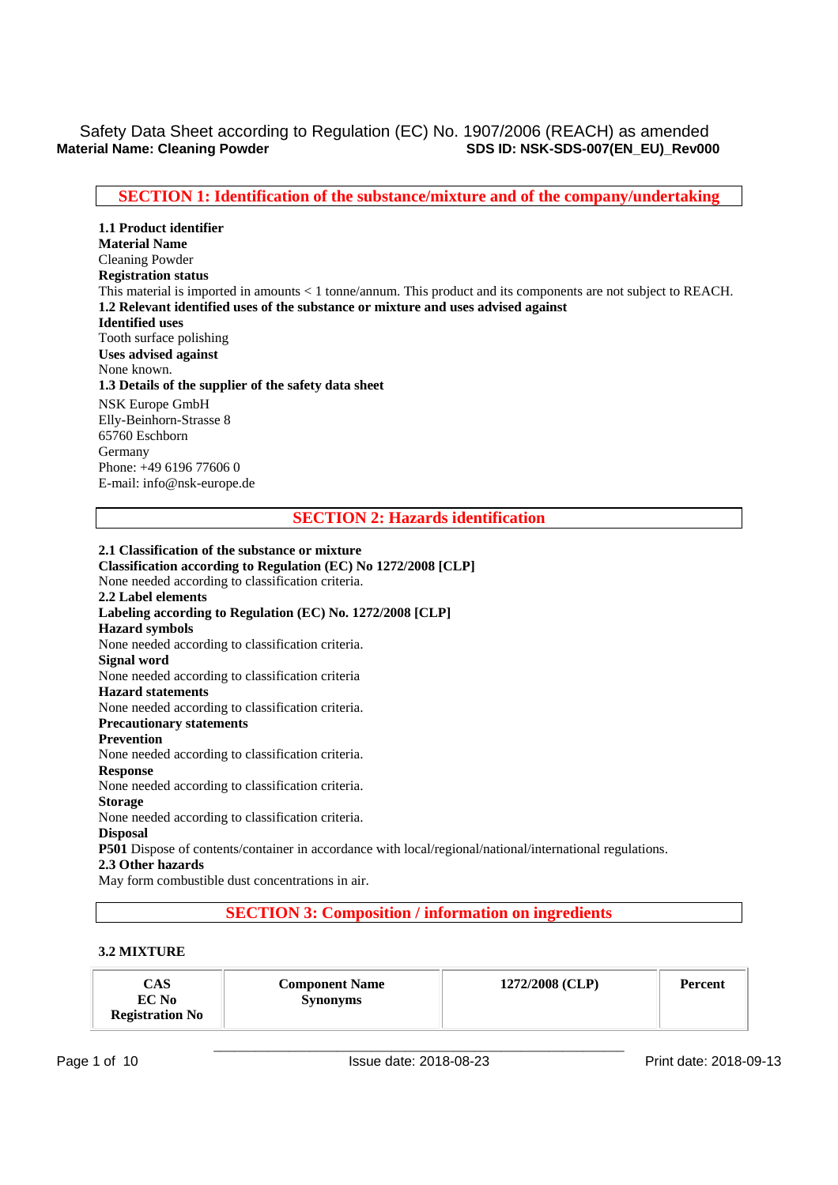Safety Data Sheet according to Regulation (EC) No. 1907/2006 (REACH) as amended

**Material Name: Cleaning Powder** **SDS ID: NSK-SDS-007(EN_EU)_Rev000**

## SECTION 1: Identification of the substance/mixture and of the company/undertaking

**1.1 Product identifier**

**Material Name**

Cleaning Powder

**Registration status**

This material is imported in amounts < 1 tonne/annum. This product and its components are not subject to REACH.

**1.2 Relevant identified uses of the substance or mixture and uses advised against**

**Identified uses**

Tooth surface polishing

**Uses advised against**

None known.

**1.3 Details of the supplier of the safety data sheet**

NSK Europe GmbH
Elly-Beinhorn-Strasse 8
65760 Eschborn
Germany
Phone: +49 6196 77606 0
E-mail: info@nsk-europe.de

## SECTION 2: Hazards identification

**2.1 Classification of the substance or mixture**

**Classification according to Regulation (EC) No 1272/2008 [CLP]**

None needed according to classification criteria.

**2.2 Label elements**

**Labeling according to Regulation (EC) No. 1272/2008 [CLP]**

**Hazard symbols**

None needed according to classification criteria.

**Signal word**

None needed according to classification criteria

**Hazard statements**

None needed according to classification criteria.

**Precautionary statements**

**Prevention**

None needed according to classification criteria.

**Response**

None needed according to classification criteria.

**Storage**

None needed according to classification criteria.

**Disposal**

**P501** Dispose of contents/container in accordance with local/regional/national/international regulations.

**2.3 Other hazards**

May form combustible dust concentrations in air.

## SECTION 3: Composition / information on ingredients

**3.2 MIXTURE**

| CAS<br>EC No<br>Registration No | Component Name<br>Synonyms | 1272/2008 (CLP) | Percent |
|---|---|---|---|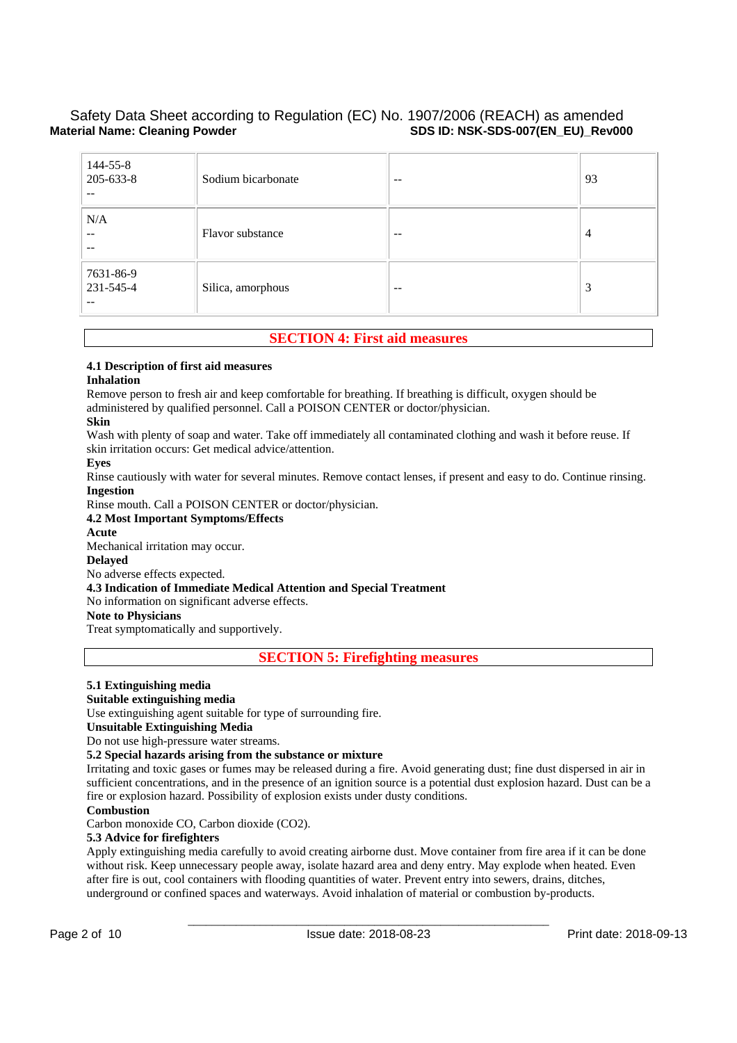| | | | |
|---|---|---|---|
| 144-55-8<br>205-633-8<br>-- | Sodium bicarbonate | -- | 93 |
| N/A<br>--<br>-- | Flavor substance | -- | 4 |
| 7631-86-9<br>231-545-4<br>-- | Silica, amorphous | -- | 3 |

## SECTION 4: First aid measures

**4.1 Description of first aid measures**

**Inhalation**

Remove person to fresh air and keep comfortable for breathing. If breathing is difficult, oxygen should be administered by qualified personnel. Call a POISON CENTER or doctor/physician.

**Skin**

Wash with plenty of soap and water. Take off immediately all contaminated clothing and wash it before reuse. If skin irritation occurs: Get medical advice/attention.

**Eyes**

Rinse cautiously with water for several minutes. Remove contact lenses, if present and easy to do. Continue rinsing.

**Ingestion**

Rinse mouth. Call a POISON CENTER or doctor/physician.

**4.2 Most Important Symptoms/Effects**

**Acute**

Mechanical irritation may occur.

**Delayed**

No adverse effects expected.

**4.3 Indication of Immediate Medical Attention and Special Treatment**

No information on significant adverse effects.

**Note to Physicians**

Treat symptomatically and supportively.

## SECTION 5: Firefighting measures

**5.1 Extinguishing media**

**Suitable extinguishing media**

Use extinguishing agent suitable for type of surrounding fire.

**Unsuitable Extinguishing Media**

Do not use high-pressure water streams.

**5.2 Special hazards arising from the substance or mixture**

Irritating and toxic gases or fumes may be released during a fire. Avoid generating dust; fine dust dispersed in air in sufficient concentrations, and in the presence of an ignition source is a potential dust explosion hazard. Dust can be a fire or explosion hazard. Possibility of explosion exists under dusty conditions.

**Combustion**

Carbon monoxide CO, Carbon dioxide ($CO_2$).

**5.3 Advice for firefighters**

Apply extinguishing media carefully to avoid creating airborne dust. Move container from fire area if it can be done without risk. Keep unnecessary people away, isolate hazard area and deny entry. May explode when heated. Even after fire is out, cool containers with flooding quantities of water. Prevent entry into sewers, drains, ditches, underground or confined spaces and waterways. Avoid inhalation of material or combustion by-products.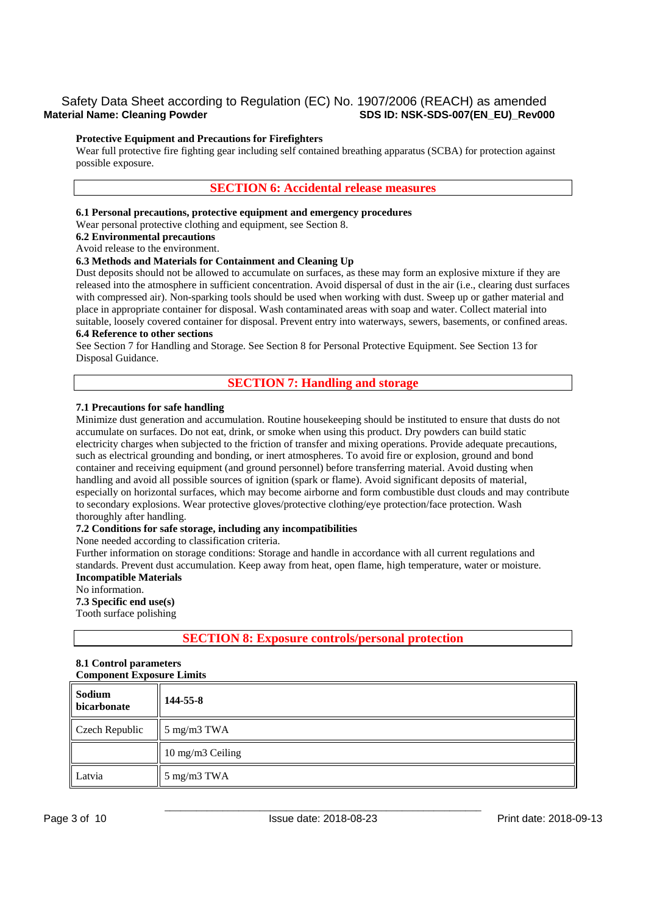**Protective Equipment and Precautions for Firefighters**

Wear full protective fire fighting gear including self contained breathing apparatus (SCBA) for protection against possible exposure.

## SECTION 6: Accidental release measures

**6.1 Personal precautions, protective equipment and emergency procedures**

Wear personal protective clothing and equipment, see Section 8.

**6.2 Environmental precautions**

Avoid release to the environment.

**6.3 Methods and Materials for Containment and Cleaning Up**

Dust deposits should not be allowed to accumulate on surfaces, as these may form an explosive mixture if they are released into the atmosphere in sufficient concentration. Avoid dispersal of dust in the air (i.e., clearing dust surfaces with compressed air). Non-sparking tools should be used when working with dust. Sweep up or gather material and place in appropriate container for disposal. Wash contaminated areas with soap and water. Collect material into suitable, loosely covered container for disposal. Prevent entry into waterways, sewers, basements, or confined areas.

**6.4 Reference to other sections**

See Section 7 for Handling and Storage. See Section 8 for Personal Protective Equipment. See Section 13 for Disposal Guidance.

## SECTION 7: Handling and storage

**7.1 Precautions for safe handling**

Minimize dust generation and accumulation. Routine housekeeping should be instituted to ensure that dusts do not accumulate on surfaces. Do not eat, drink, or smoke when using this product. Dry powders can build static electricity charges when subjected to the friction of transfer and mixing operations. Provide adequate precautions, such as electrical grounding and bonding, or inert atmospheres. To avoid fire or explosion, ground and bond container and receiving equipment (and ground personnel) before transferring material. Avoid dusting when handling and avoid all possible sources of ignition (spark or flame). Avoid significant deposits of material, especially on horizontal surfaces, which may become airborne and form combustible dust clouds and may contribute to secondary explosions. Wear protective gloves/protective clothing/eye protection/face protection. Wash thoroughly after handling.

**7.2 Conditions for safe storage, including any incompatibilities**

None needed according to classification criteria.

Further information on storage conditions: Storage and handle in accordance with all current regulations and standards. Prevent dust accumulation. Keep away from heat, open flame, high temperature, water or moisture.

**Incompatible Materials**

No information.

**7.3 Specific end use(s)**

Tooth surface polishing

## SECTION 8: Exposure controls/personal protection

**8.1 Control parameters**

**Component Exposure Limits**

| **Sodium bicarbonate** | **144-55-8** |
|---|---|
| Czech Republic | 5 mg/m3 TWA |
| | 10 mg/m3 Ceiling |
| Latvia | 5 mg/m3 TWA |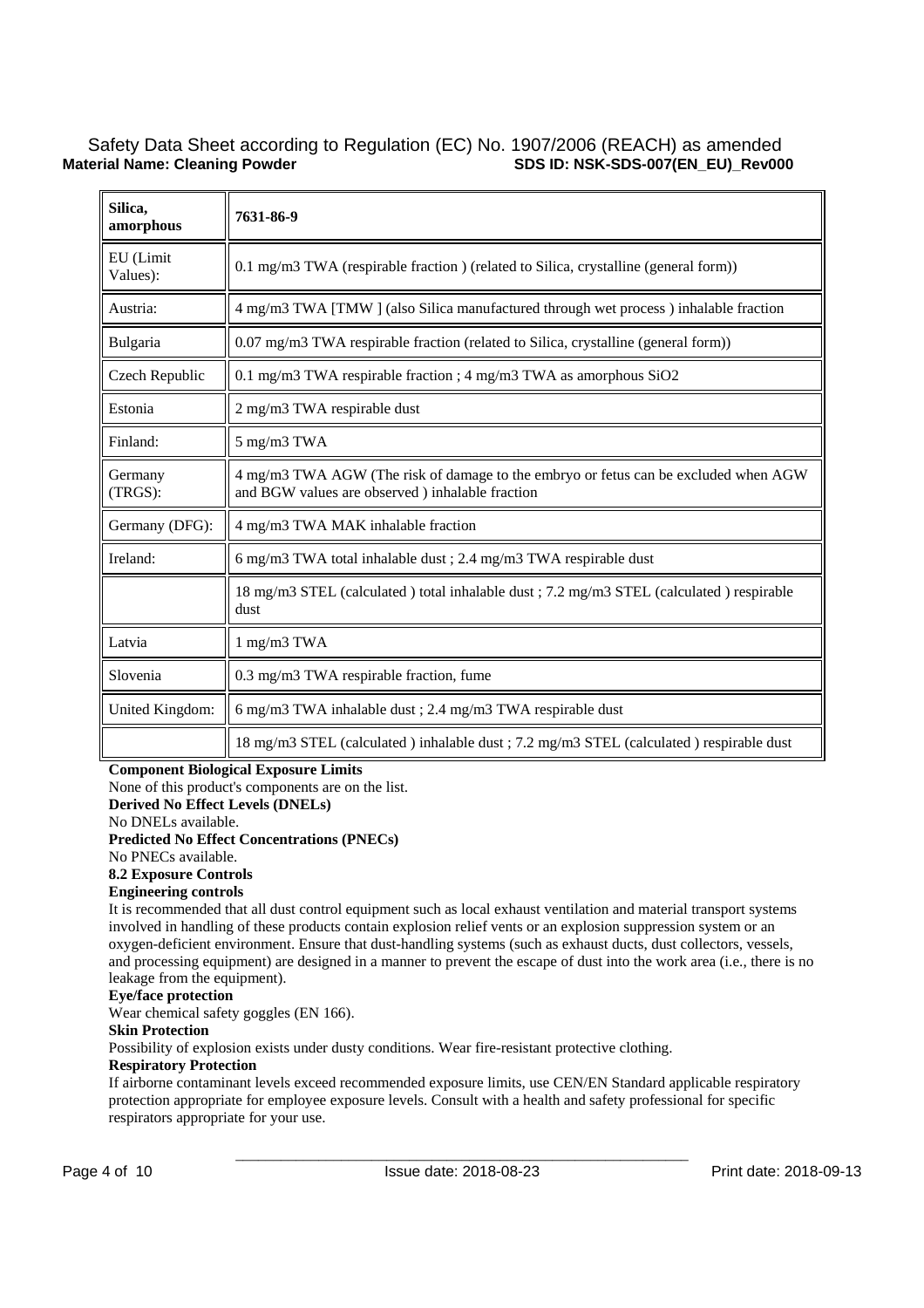| Silica, amorphous | 7631-86-9 |
|---|---|
| EU (Limit Values): | 0.1 mg/m3 TWA (respirable fraction ) (related to Silica, crystalline (general form)) |
| Austria: | 4 mg/m3 TWA [TMW ] (also Silica manufactured through wet process ) inhalable fraction |
| Bulgaria | 0.07 mg/m3 TWA respirable fraction (related to Silica, crystalline (general form)) |
| Czech Republic | 0.1 mg/m3 TWA respirable fraction ; 4 mg/m3 TWA as amorphous SiO2 |
| Estonia | 2 mg/m3 TWA respirable dust |
| Finland: | 5 mg/m3 TWA |
| Germany (TRGS): | 4 mg/m3 TWA AGW (The risk of damage to the embryo or fetus can be excluded when AGW and BGW values are observed ) inhalable fraction |
| Germany (DFG): | 4 mg/m3 TWA MAK inhalable fraction |
| Ireland: | 6 mg/m3 TWA total inhalable dust ; 2.4 mg/m3 TWA respirable dust |
| | 18 mg/m3 STEL (calculated ) total inhalable dust ; 7.2 mg/m3 STEL (calculated ) respirable dust |
| Latvia | 1 mg/m3 TWA |
| Slovenia | 0.3 mg/m3 TWA respirable fraction, fume |
| United Kingdom: | 6 mg/m3 TWA inhalable dust ; 2.4 mg/m3 TWA respirable dust |
| | 18 mg/m3 STEL (calculated ) inhalable dust ; 7.2 mg/m3 STEL (calculated ) respirable dust |

**Component Biological Exposure Limits**

None of this product's components are on the list.

**Derived No Effect Levels (DNELs)**

No DNELs available.

**Predicted No Effect Concentrations (PNECs)**

No PNECs available.

**8.2 Exposure Controls**

**Engineering controls**

It is recommended that all dust control equipment such as local exhaust ventilation and material transport systems involved in handling of these products contain explosion relief vents or an explosion suppression system or an oxygen-deficient environment. Ensure that dust-handling systems (such as exhaust ducts, dust collectors, vessels, and processing equipment) are designed in a manner to prevent the escape of dust into the work area (i.e., there is no leakage from the equipment).

**Eye/face protection**

Wear chemical safety goggles (EN 166).

**Skin Protection**

Possibility of explosion exists under dusty conditions. Wear fire-resistant protective clothing.

**Respiratory Protection**

If airborne contaminant levels exceed recommended exposure limits, use CEN/EN Standard applicable respiratory protection appropriate for employee exposure levels. Consult with a health and safety professional for specific respirators appropriate for your use.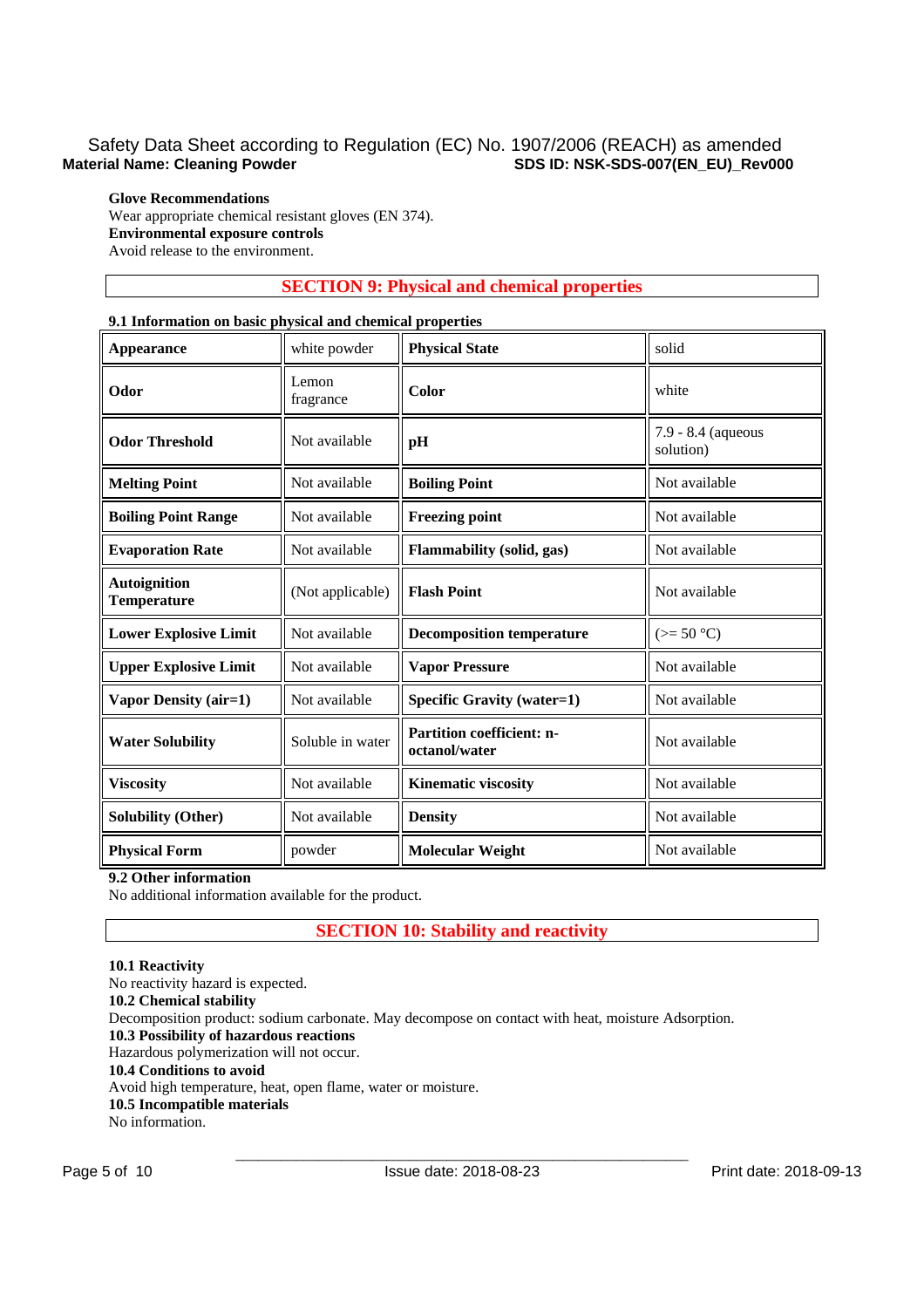**Glove Recommendations**
Wear appropriate chemical resistant gloves (EN 374).
**Environmental exposure controls**
Avoid release to the environment.

## SECTION 9: Physical and chemical properties

**9.1 Information on basic physical and chemical properties**

| | | | |
|---|---|---|---|
| **Appearance** | white powder | **Physical State** | solid |
| **Odor** | Lemon fragrance | **Color** | white |
| **Odor Threshold** | Not available | **pH** | 7.9 - 8.4 (aqueous solution) |
| **Melting Point** | Not available | **Boiling Point** | Not available |
| **Boiling Point Range** | Not available | **Freezing point** | Not available |
| **Evaporation Rate** | Not available | **Flammability (solid, gas)** | Not available |
| **Autoignition Temperature** | (Not applicable) | **Flash Point** | Not available |
| **Lower Explosive Limit** | Not available | **Decomposition temperature** | (>= 50 °C) |
| **Upper Explosive Limit** | Not available | **Vapor Pressure** | Not available |
| **Vapor Density (air=1)** | Not available | **Specific Gravity (water=1)** | Not available |
| **Water Solubility** | Soluble in water | **Partition coefficient: n-octanol/water** | Not available |
| **Viscosity** | Not available | **Kinematic viscosity** | Not available |
| **Solubility (Other)** | Not available | **Density** | Not available |
| **Physical Form** | powder | **Molecular Weight** | Not available |

**9.2 Other information**
No additional information available for the product.

## SECTION 10: Stability and reactivity

**10.1 Reactivity**
No reactivity hazard is expected.
**10.2 Chemical stability**
Decomposition product: sodium carbonate. May decompose on contact with heat, moisture Adsorption.
**10.3 Possibility of hazardous reactions**
Hazardous polymerization will not occur.
**10.4 Conditions to avoid**
Avoid high temperature, heat, open flame, water or moisture.
**10.5 Incompatible materials**
No information.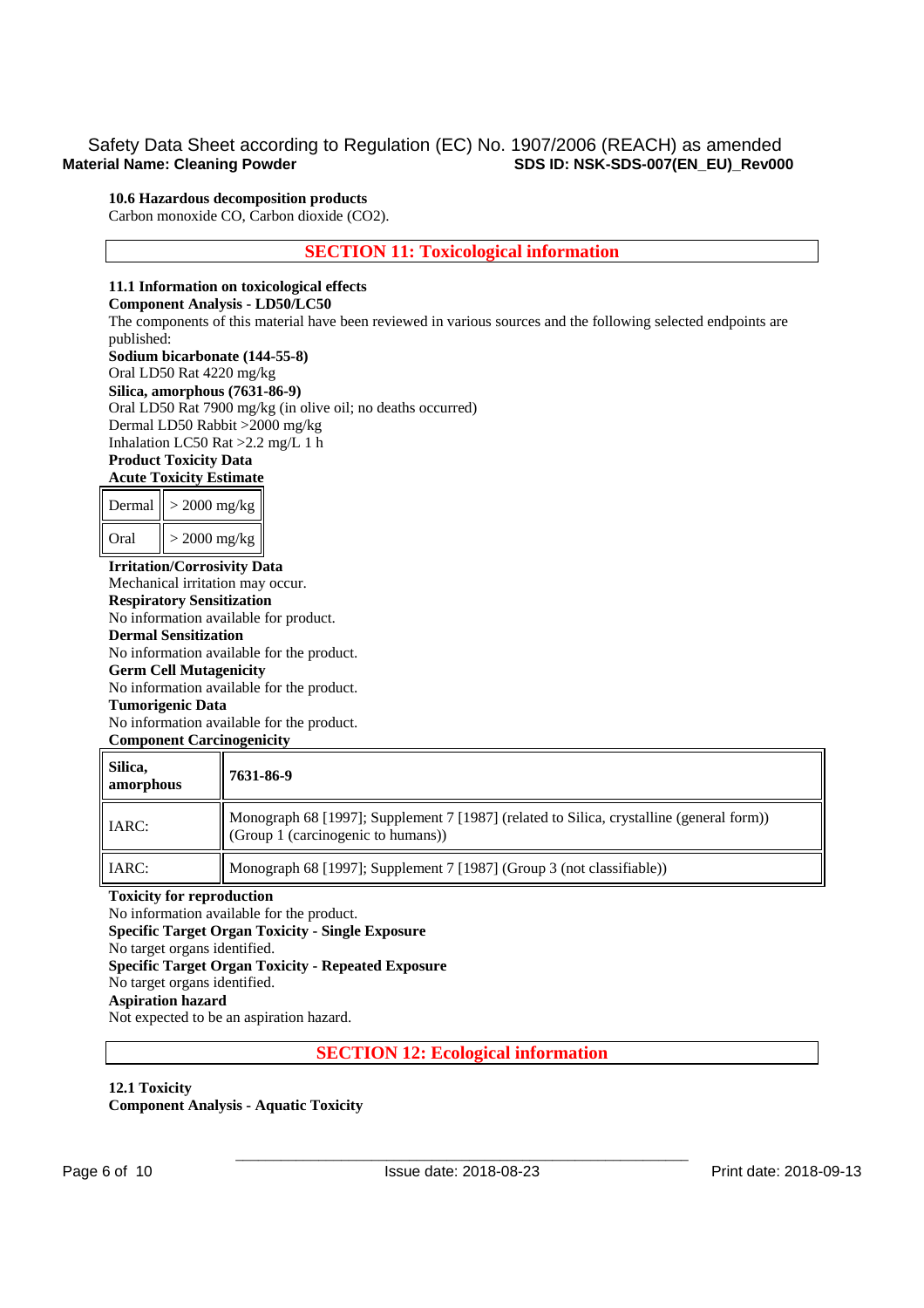**10.6 Hazardous decomposition products**

Carbon monoxide CO, Carbon dioxide ($CO_2$).

## SECTION 11: Toxicological information

**11.1 Information on toxicological effects**

**Component Analysis - LD50/LC50**

The components of this material have been reviewed in various sources and the following selected endpoints are published:

**Sodium bicarbonate (144-55-8)**

Oral LD50 Rat 4220 mg/kg

**Silica, amorphous (7631-86-9)**

Oral LD50 Rat 7900 mg/kg (in olive oil; no deaths occurred)
Dermal LD50 Rabbit >2000 mg/kg
Inhalation LC50 Rat >2.2 mg/L 1 h

**Product Toxicity Data**

**Acute Toxicity Estimate**

| | |
|---|---|
| Dermal | > 2000 mg/kg |
| Oral | > 2000 mg/kg |

**Irritation/Corrosivity Data**

Mechanical irritation may occur.

**Respiratory Sensitization**

No information available for product.

**Dermal Sensitization**

No information available for the product.

**Germ Cell Mutagenicity**

No information available for the product.

**Tumorigenic Data**

No information available for the product.

**Component Carcinogenicity**

| **Silica, amorphous** | **7631-86-9** |
|---|---|
| IARC: | Monograph 68 [1997]; Supplement 7 [1987] (related to Silica, crystalline (general form)) (Group 1 (carcinogenic to humans)) |
| IARC: | Monograph 68 [1997]; Supplement 7 [1987] (Group 3 (not classifiable)) |

**Toxicity for reproduction**

No information available for the product.

**Specific Target Organ Toxicity - Single Exposure**

No target organs identified.

**Specific Target Organ Toxicity - Repeated Exposure**

No target organs identified.

**Aspiration hazard**

Not expected to be an aspiration hazard.

## SECTION 12: Ecological information

**12.1 Toxicity**

**Component Analysis - Aquatic Toxicity**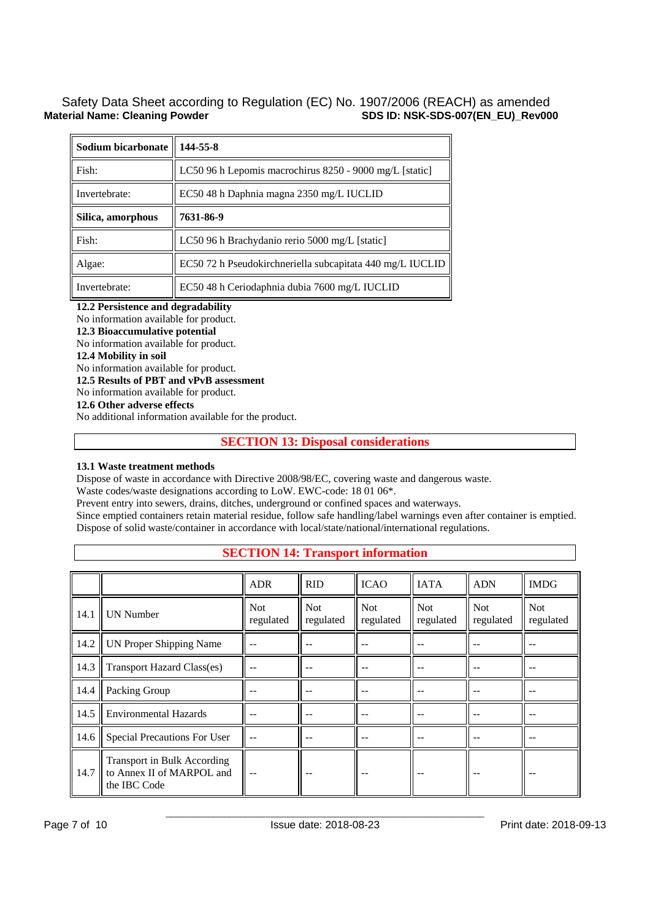| **Sodium bicarbonate** | **144-55-8** |
| --- | --- |
| Fish: | LC50 96 h Lepomis macrochirus 8250 - 9000 mg/L [static] |
| Invertebrate: | EC50 48 h Daphnia magna 2350 mg/L IUCLID |
| **Silica, amorphous** | **7631-86-9** |
| Fish: | LC50 96 h Brachydanio rerio 5000 mg/L [static] |
| Algae: | EC50 72 h Pseudokirchneriella subcapitata 440 mg/L IUCLID |
| Invertebrate: | EC50 48 h Ceriodaphnia dubia 7600 mg/L IUCLID |

**12.2 Persistence and degradability**
No information available for product.

**12.3 Bioaccumulative potential**
No information available for product.

**12.4 Mobility in soil**
No information available for product.

**12.5 Results of PBT and vPvB assessment**
No information available for product.

**12.6 Other adverse effects**
No additional information available for the product.

## SECTION 13: Disposal considerations

**13.1 Waste treatment methods**
Dispose of waste in accordance with Directive 2008/98/EC, covering waste and dangerous waste.
Waste codes/waste designations according to LoW. EWC-code: 18 01 06*.
Prevent entry into sewers, drains, ditches, underground or confined spaces and waterways.
Since emptied containers retain material residue, follow safe handling/label warnings even after container is emptied.
Dispose of solid waste/container in accordance with local/state/national/international regulations.

## SECTION 14: Transport information

| | | ADR | RID | ICAO | IATA | ADN | IMDG |
| --- | --- | --- | --- | --- | --- | --- | --- |
| 14.1 | UN Number | Not regulated | Not regulated | Not regulated | Not regulated | Not regulated | Not regulated |
| 14.2 | UN Proper Shipping Name | -- | -- | -- | -- | -- | -- |
| 14.3 | Transport Hazard Class(es) | -- | -- | -- | -- | -- | -- |
| 14.4 | Packing Group | -- | -- | -- | -- | -- | -- |
| 14.5 | Environmental Hazards | -- | -- | -- | -- | -- | -- |
| 14.6 | Special Precautions For User | -- | -- | -- | -- | -- | -- |
| 14.7 | Transport in Bulk According to Annex II of MARPOL and the IBC Code | -- | -- | -- | -- | -- | -- |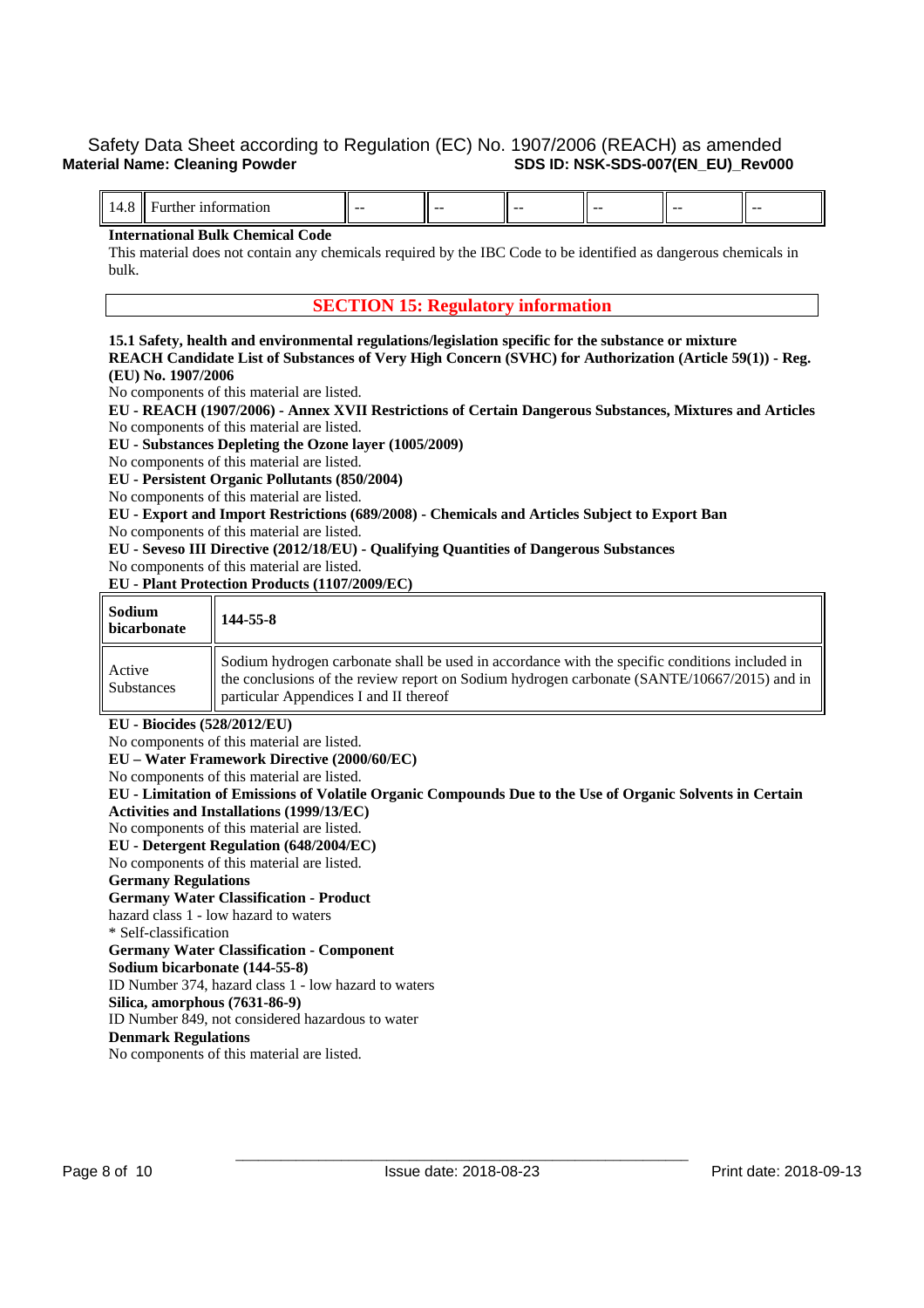| 14.8 | Further information | -- | -- | -- | -- | -- | -- |
|---|---|---|---|---|---|---|---|

**International Bulk Chemical Code**

This material does not contain any chemicals required by the IBC Code to be identified as dangerous chemicals in bulk.

## SECTION 15: Regulatory information

**15.1 Safety, health and environmental regulations/legislation specific for the substance or mixture**

**REACH Candidate List of Substances of Very High Concern (SVHC) for Authorization (Article 59(1)) - Reg. (EU) No. 1907/2006**

No components of this material are listed.

**EU - REACH (1907/2006) - Annex XVII Restrictions of Certain Dangerous Substances, Mixtures and Articles**

No components of this material are listed.

**EU - Substances Depleting the Ozone layer (1005/2009)**

No components of this material are listed.

**EU - Persistent Organic Pollutants (850/2004)**

No components of this material are listed.

**EU - Export and Import Restrictions (689/2008) - Chemicals and Articles Subject to Export Ban**

No components of this material are listed.

**EU - Seveso III Directive (2012/18/EU) - Qualifying Quantities of Dangerous Substances**

No components of this material are listed.

**EU - Plant Protection Products (1107/2009/EC)**

| **Sodium bicarbonate** | **144-55-8** |
|---|---|
| Active Substances | Sodium hydrogen carbonate shall be used in accordance with the specific conditions included in the conclusions of the review report on Sodium hydrogen carbonate (SANTE/10667/2015) and in particular Appendices I and II thereof |

**EU - Biocides (528/2012/EU)**

No components of this material are listed.

**EU – Water Framework Directive (2000/60/EC)**

No components of this material are listed.

**EU - Limitation of Emissions of Volatile Organic Compounds Due to the Use of Organic Solvents in Certain Activities and Installations (1999/13/EC)**

No components of this material are listed.

**EU - Detergent Regulation (648/2004/EC)**

No components of this material are listed.

**Germany Regulations**

**Germany Water Classification - Product**

hazard class 1 - low hazard to waters

* Self-classification

**Germany Water Classification - Component**

**Sodium bicarbonate (144-55-8)**

ID Number 374, hazard class 1 - low hazard to waters

**Silica, amorphous (7631-86-9)**

ID Number 849, not considered hazardous to water

**Denmark Regulations**

No components of this material are listed.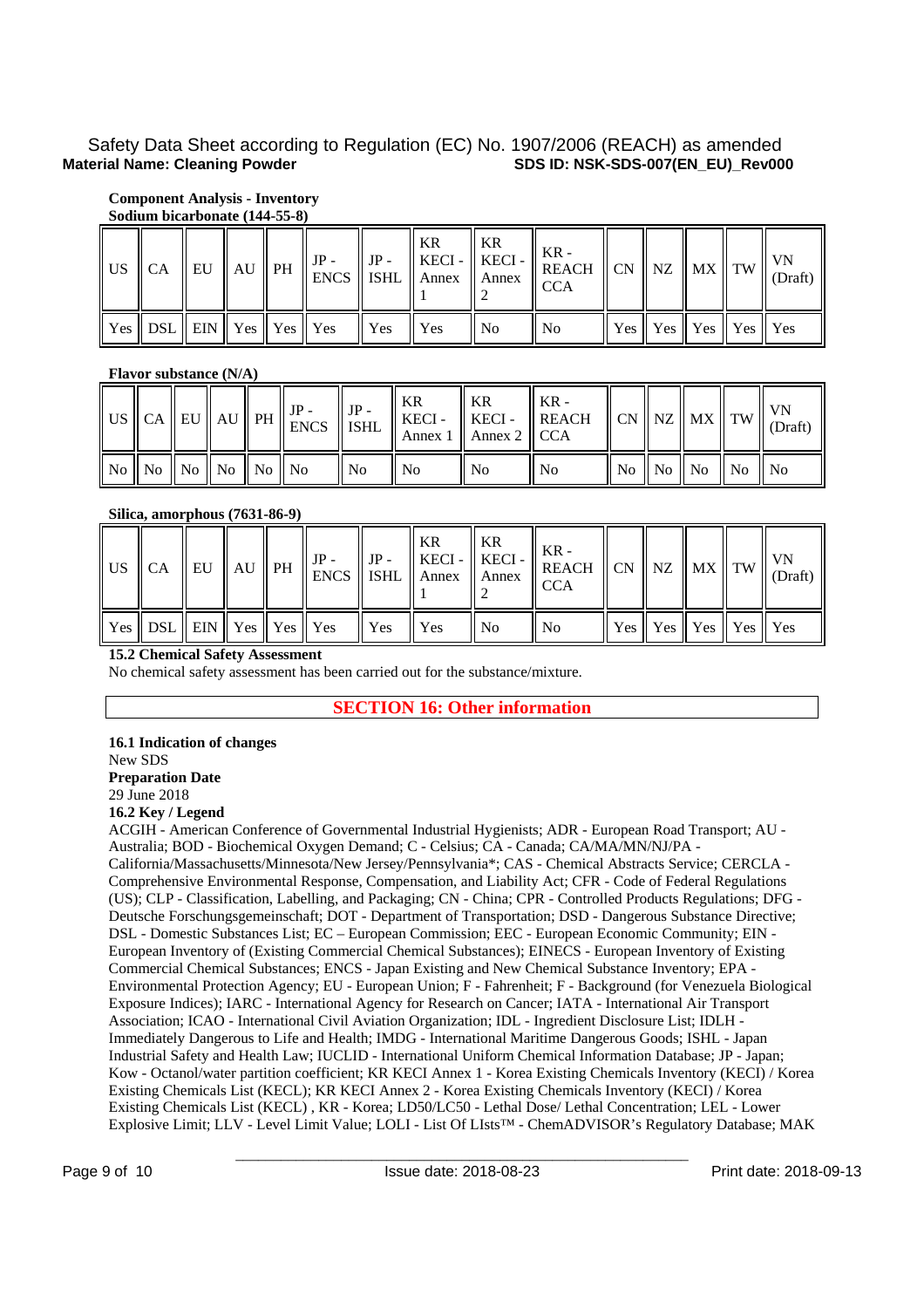**Component Analysis - Inventory**

**Sodium bicarbonate (144-55-8)**

| US | CA | EU | AU | PH | JP - ENCS | JP - ISHL | KR KECI - Annex 1 | KR KECI - Annex 2 | KR - REACH CCA | CN | NZ | MX | TW | VN (Draft) |
|---|---|---|---|---|---|---|---|---|---|---|---|---|---|---|
| Yes | DSL | EIN | Yes | Yes | Yes | Yes | Yes | No | No | Yes | Yes | Yes | Yes | Yes |

**Flavor substance (N/A)**

| US | CA | EU | AU | PH | JP - ENCS | JP - ISHL | KR KECI - Annex 1 | KR KECI - Annex 2 | KR - REACH CCA | CN | NZ | MX | TW | VN (Draft) |
|---|---|---|---|---|---|---|---|---|---|---|---|---|---|---|
| No | No | No | No | No | No | No | No | No | No | No | No | No | No | No |

**Silica, amorphous (7631-86-9)**

| US | CA | EU | AU | PH | JP - ENCS | JP - ISHL | KR KECI - Annex 1 | KR KECI - Annex 2 | KR - REACH CCA | CN | NZ | MX | TW | VN (Draft) |
|---|---|---|---|---|---|---|---|---|---|---|---|---|---|---|
| Yes | DSL | EIN | Yes | Yes | Yes | Yes | Yes | No | No | Yes | Yes | Yes | Yes | Yes |

**15.2 Chemical Safety Assessment**

No chemical safety assessment has been carried out for the substance/mixture.

## SECTION 16: Other information

**16.1 Indication of changes**

New SDS

**Preparation Date**

29 June 2018

**16.2 Key / Legend**

ACGIH - American Conference of Governmental Industrial Hygienists; ADR - European Road Transport; AU - Australia; BOD - Biochemical Oxygen Demand; C - Celsius; CA - Canada; CA/MA/MN/NJ/PA - California/Massachusetts/Minnesota/New Jersey/Pennsylvania*; CAS - Chemical Abstracts Service; CERCLA - Comprehensive Environmental Response, Compensation, and Liability Act; CFR - Code of Federal Regulations (US); CLP - Classification, Labelling, and Packaging; CN - China; CPR - Controlled Products Regulations; DFG - Deutsche Forschungsgemeinschaft; DOT - Department of Transportation; DSD - Dangerous Substance Directive; DSL - Domestic Substances List; EC – European Commission; EEC - European Economic Community; EIN - European Inventory of (Existing Commercial Chemical Substances); EINECS - European Inventory of Existing Commercial Chemical Substances; ENCS - Japan Existing and New Chemical Substance Inventory; EPA - Environmental Protection Agency; EU - European Union; F - Fahrenheit; F - Background (for Venezuela Biological Exposure Indices); IARC - International Agency for Research on Cancer; IATA - International Air Transport Association; ICAO - International Civil Aviation Organization; IDL - Ingredient Disclosure List; IDLH - Immediately Dangerous to Life and Health; IMDG - International Maritime Dangerous Goods; ISHL - Japan Industrial Safety and Health Law; IUCLID - International Uniform Chemical Information Database; JP - Japan; Kow - Octanol/water partition coefficient; KR KECI Annex 1 - Korea Existing Chemicals Inventory (KECI) / Korea Existing Chemicals List (KECL); KR KECI Annex 2 - Korea Existing Chemicals Inventory (KECI) / Korea Existing Chemicals List (KECL) , KR - Korea; LD50/LC50 - Lethal Dose/ Lethal Concentration; LEL - Lower Explosive Limit; LLV - Level Limit Value; LOLI - List Of LIsts™ - ChemADVISOR's Regulatory Database; MAK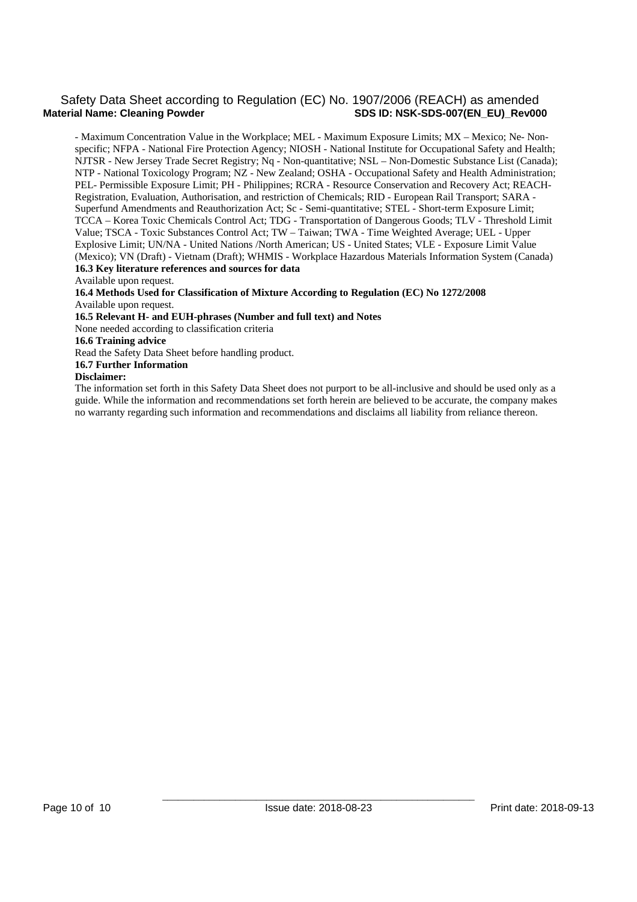- Maximum Concentration Value in the Workplace; MEL - Maximum Exposure Limits; MX – Mexico; Ne- Non-specific; NFPA - National Fire Protection Agency; NIOSH - National Institute for Occupational Safety and Health; NJTSR - New Jersey Trade Secret Registry; Nq - Non-quantitative; NSL – Non-Domestic Substance List (Canada); NTP - National Toxicology Program; NZ - New Zealand; OSHA - Occupational Safety and Health Administration; PEL- Permissible Exposure Limit; PH - Philippines; RCRA - Resource Conservation and Recovery Act; REACH- Registration, Evaluation, Authorisation, and restriction of Chemicals; RID - European Rail Transport; SARA - Superfund Amendments and Reauthorization Act; Sc - Semi-quantitative; STEL - Short-term Exposure Limit; TCCA – Korea Toxic Chemicals Control Act; TDG - Transportation of Dangerous Goods; TLV - Threshold Limit Value; TSCA - Toxic Substances Control Act; TW – Taiwan; TWA - Time Weighted Average; UEL - Upper Explosive Limit; UN/NA - United Nations /North American; US - United States; VLE - Exposure Limit Value (Mexico); VN (Draft) - Vietnam (Draft); WHMIS - Workplace Hazardous Materials Information System (Canada)

**16.3 Key literature references and sources for data**

Available upon request.

**16.4 Methods Used for Classification of Mixture According to Regulation (EC) No 1272/2008**

Available upon request.

**16.5 Relevant H- and EUH-phrases (Number and full text) and Notes**

None needed according to classification criteria

**16.6 Training advice**

Read the Safety Data Sheet before handling product.

**16.7 Further Information**

**Disclaimer:**

The information set forth in this Safety Data Sheet does not purport to be all-inclusive and should be used only as a guide. While the information and recommendations set forth herein are believed to be accurate, the company makes no warranty regarding such information and recommendations and disclaims all liability from reliance thereon.